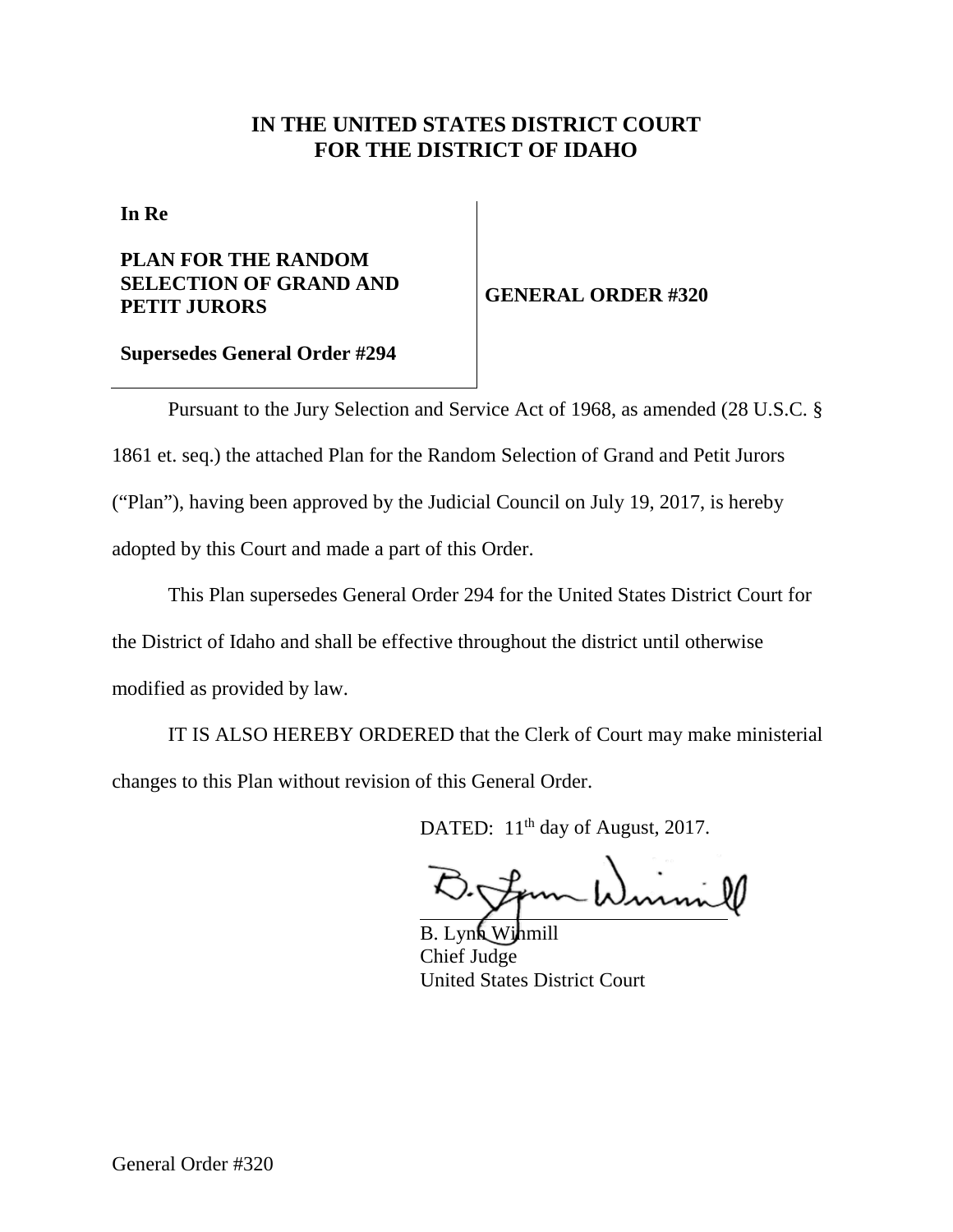# IN THE UNITED STATES DISTRICT COURT
# FOR THE DISTRICT OF IDAHO

**In Re**

**PLAN FOR THE RANDOM SELECTION OF GRAND AND PETIT JURORS**

**Supersedes General Order #294**

**GENERAL ORDER #320**

Pursuant to the Jury Selection and Service Act of 1968, as amended (28 U.S.C. § 1861 et. seq.) the attached Plan for the Random Selection of Grand and Petit Jurors ("Plan"), having been approved by the Judicial Council on July 19, 2017, is hereby adopted by this Court and made a part of this Order.

This Plan supersedes General Order 294 for the United States District Court for the District of Idaho and shall be effective throughout the district until otherwise modified as provided by law.

IT IS ALSO HEREBY ORDERED that the Clerk of Court may make ministerial changes to this Plan without revision of this General Order.

DATED: 11th day of August, 2017.

B. Lynn Winmill
Chief Judge
United States District Court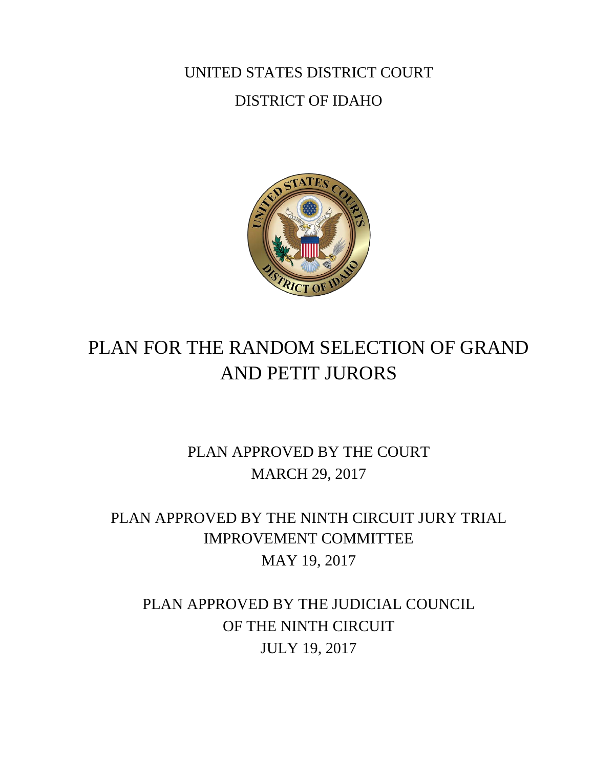UNITED STATES DISTRICT COURT

DISTRICT OF IDAHO

# PLAN FOR THE RANDOM SELECTION OF GRAND AND PETIT JURORS

PLAN APPROVED BY THE COURT

MARCH 29, 2017

PLAN APPROVED BY THE NINTH CIRCUIT JURY TRIAL IMPROVEMENT COMMITTEE

MAY 19, 2017

PLAN APPROVED BY THE JUDICIAL COUNCIL OF THE NINTH CIRCUIT

JULY 19, 2017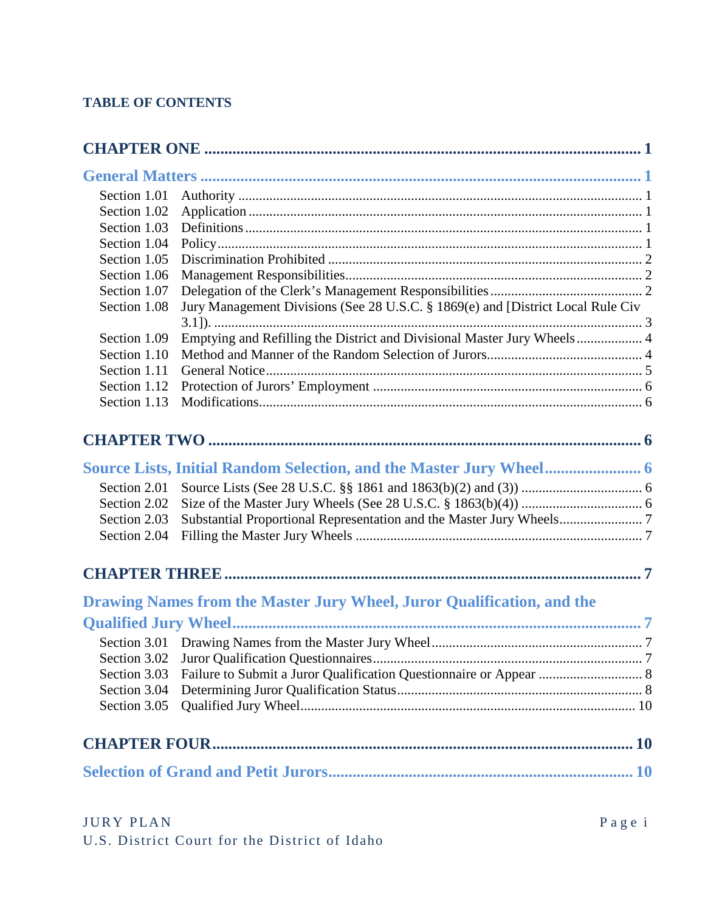**TABLE OF CONTENTS**

**CHAPTER ONE** ........................................................................................................ 1

**General Matters** ...................................................................................................... 1

- Section 1.01 Authority ........................................................................................ 1
- Section 1.02 Application ..................................................................................... 1
- Section 1.03 Definitions ...................................................................................... 1
- Section 1.04 Policy ............................................................................................... 1
- Section 1.05 Discrimination Prohibited ............................................................... 2
- Section 1.06 Management Responsibilities .......................................................... 2
- Section 1.07 Delegation of the Clerk's Management Responsibilities ................ 2
- Section 1.08 Jury Management Divisions (See 28 U.S.C. § 1869(e) and [District Local Rule Civ 3.1]). ................................................................................................ 3
- Section 1.09 Emptying and Refilling the District and Divisional Master Jury Wheels .................. 4
- Section 1.10 Method and Manner of the Random Selection of Jurors ................. 4
- Section 1.11 General Notice ................................................................................. 5
- Section 1.12 Protection of Jurors' Employment ................................................... 6
- Section 1.13 Modifications ................................................................................... 6

**CHAPTER TWO** ....................................................................................................... 6

**Source Lists, Initial Random Selection, and the Master Jury Wheel** ...................... 6

- Section 2.01 Source Lists (See 28 U.S.C. §§ 1861 and 1863(b)(2) and (3)) ........ 6
- Section 2.02 Size of the Master Jury Wheels (See 28 U.S.C. § 1863(b)(4)) ......... 6
- Section 2.03 Substantial Proportional Representation and the Master Jury Wheels .................. 7
- Section 2.04 Filling the Master Jury Wheels ........................................................ 7

**CHAPTER THREE** .................................................................................................... 7

**Drawing Names from the Master Jury Wheel, Juror Qualification, and the Qualified Jury Wheel** ..................................................................................................... 7

- Section 3.01 Drawing Names from the Master Jury Wheel ................................... 7
- Section 3.02 Juror Qualification Questionnaires .................................................... 7
- Section 3.03 Failure to Submit a Juror Qualification Questionnaire or Appear ..... 8
- Section 3.04 Determining Juror Qualification Status ............................................. 8
- Section 3.05 Qualified Jury Wheel ....................................................................... 10

**CHAPTER FOUR** ..................................................................................................... 10

**Selection of Grand and Petit Jurors** ....................................................................... 10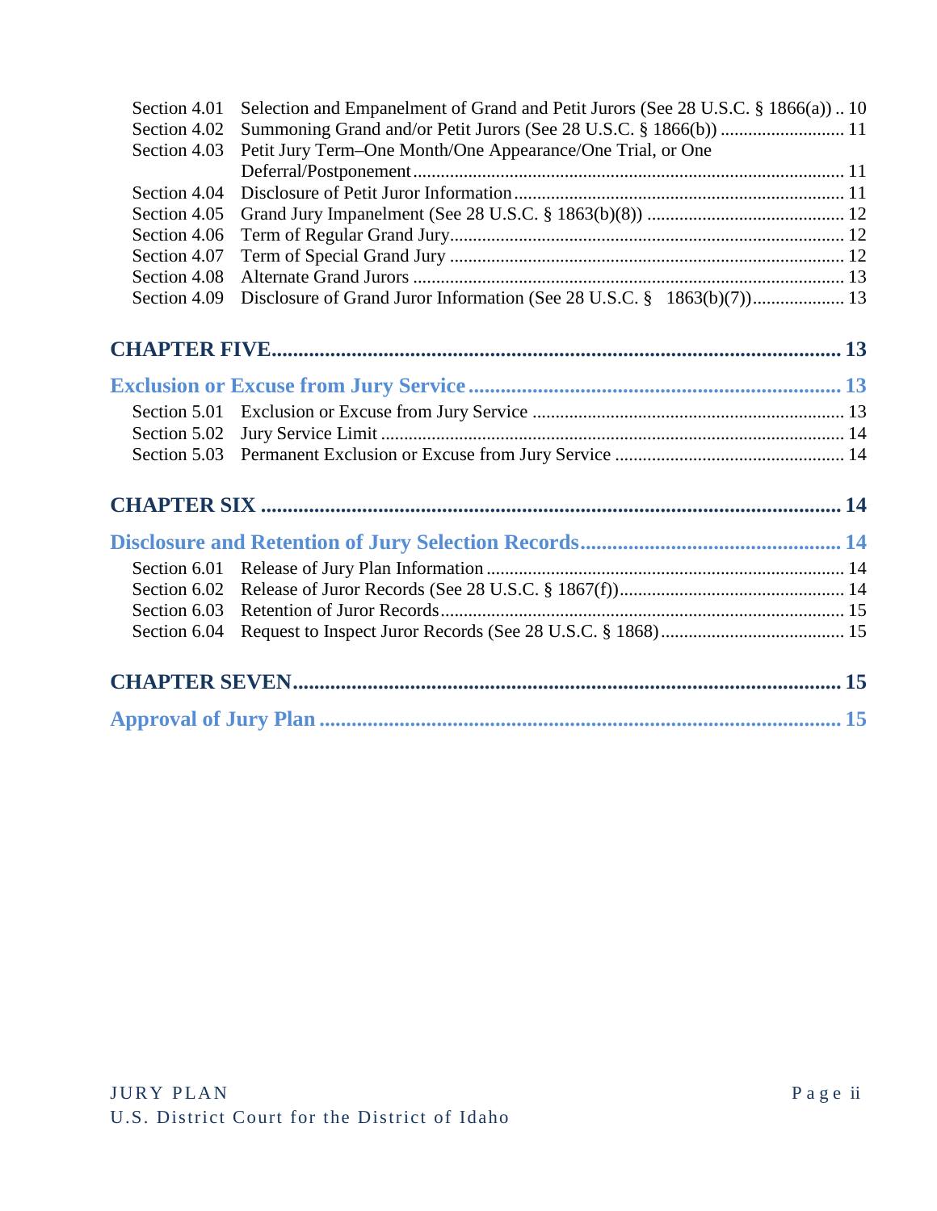Section 4.01 Selection and Empanelment of Grand and Petit Jurors (See 28 U.S.C. § 1866(a)) .. 10
Section 4.02 Summoning Grand and/or Petit Jurors (See 28 U.S.C. § 1866(b)) ........................... 11
Section 4.03 Petit Jury Term–One Month/One Appearance/One Trial, or One Deferral/Postponement ........................................................................................... 11
Section 4.04 Disclosure of Petit Juror Information ....................................................................... 11
Section 4.05 Grand Jury Impanelment (See 28 U.S.C. § 1863(b)(8)) ........................................... 12
Section 4.06 Term of Regular Grand Jury..................................................................................... 12
Section 4.07 Term of Special Grand Jury ..................................................................................... 12
Section 4.08 Alternate Grand Jurors ............................................................................................. 13
Section 4.09 Disclosure of Grand Juror Information (See 28 U.S.C. § 1863(b)(7))..................... 13

**CHAPTER FIVE........................................................................................................... 13**

**Exclusion or Excuse from Jury Service ...................................................................... 13**

Section 5.01 Exclusion or Excuse from Jury Service .................................................................... 13
Section 5.02 Jury Service Limit .................................................................................................... 14
Section 5.03 Permanent Exclusion or Excuse from Jury Service .................................................. 14

**CHAPTER SIX ............................................................................................................. 14**

**Disclosure and Retention of Jury Selection Records................................................. 14**

Section 6.01 Release of Jury Plan Information ............................................................................. 14
Section 6.02 Release of Juror Records (See 28 U.S.C. § 1867(f))................................................. 14
Section 6.03 Retention of Juror Records....................................................................................... 15
Section 6.04 Request to Inspect Juror Records (See 28 U.S.C. § 1868)........................................ 15

**CHAPTER SEVEN....................................................................................................... 15**

**Approval of Jury Plan .................................................................................................. 15**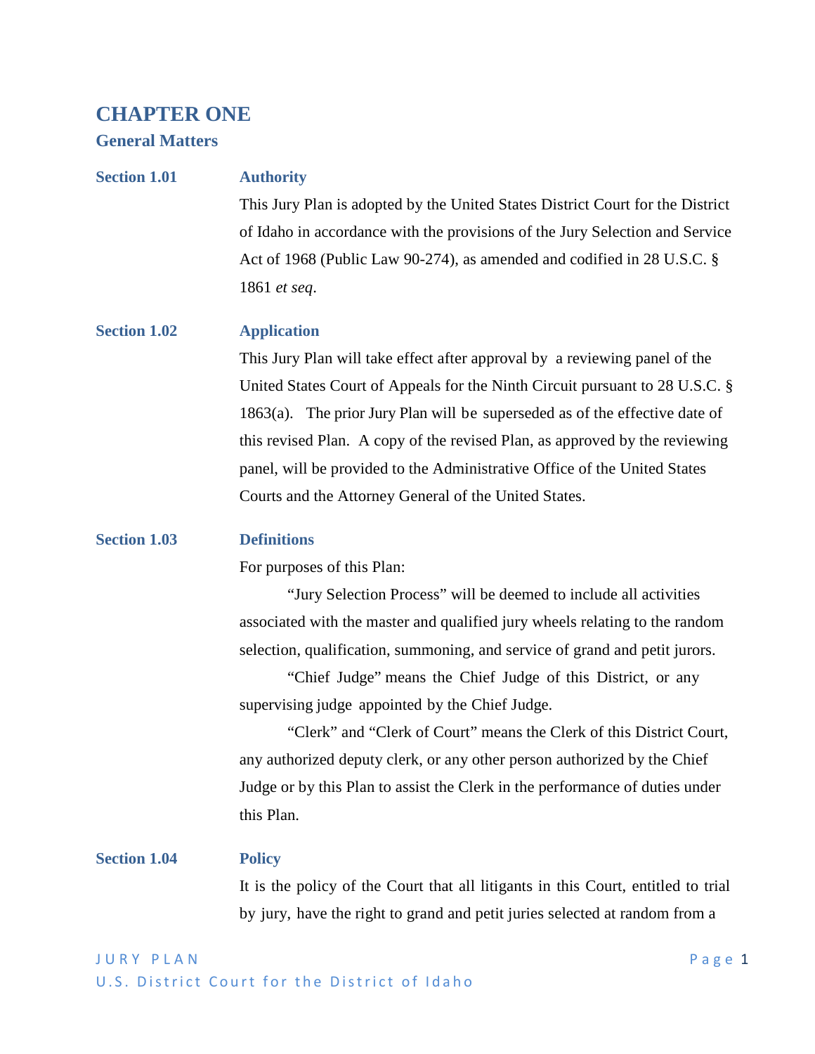# CHAPTER ONE

## General Matters

### Section 1.01 Authority

This Jury Plan is adopted by the United States District Court for the District of Idaho in accordance with the provisions of the Jury Selection and Service Act of 1968 (Public Law 90-274), as amended and codified in 28 U.S.C. § 1861 *et seq*.

### Section 1.02 Application

This Jury Plan will take effect after approval by a reviewing panel of the United States Court of Appeals for the Ninth Circuit pursuant to 28 U.S.C. § 1863(a). The prior Jury Plan will be superseded as of the effective date of this revised Plan. A copy of the revised Plan, as approved by the reviewing panel, will be provided to the Administrative Office of the United States Courts and the Attorney General of the United States.

### Section 1.03 Definitions

For purposes of this Plan:

"Jury Selection Process" will be deemed to include all activities associated with the master and qualified jury wheels relating to the random selection, qualification, summoning, and service of grand and petit jurors.

"Chief Judge" means the Chief Judge of this District, or any supervising judge appointed by the Chief Judge.

"Clerk" and "Clerk of Court" means the Clerk of this District Court, any authorized deputy clerk, or any other person authorized by the Chief Judge or by this Plan to assist the Clerk in the performance of duties under this Plan.

### Section 1.04 Policy

It is the policy of the Court that all litigants in this Court, entitled to trial by jury, have the right to grand and petit juries selected at random from a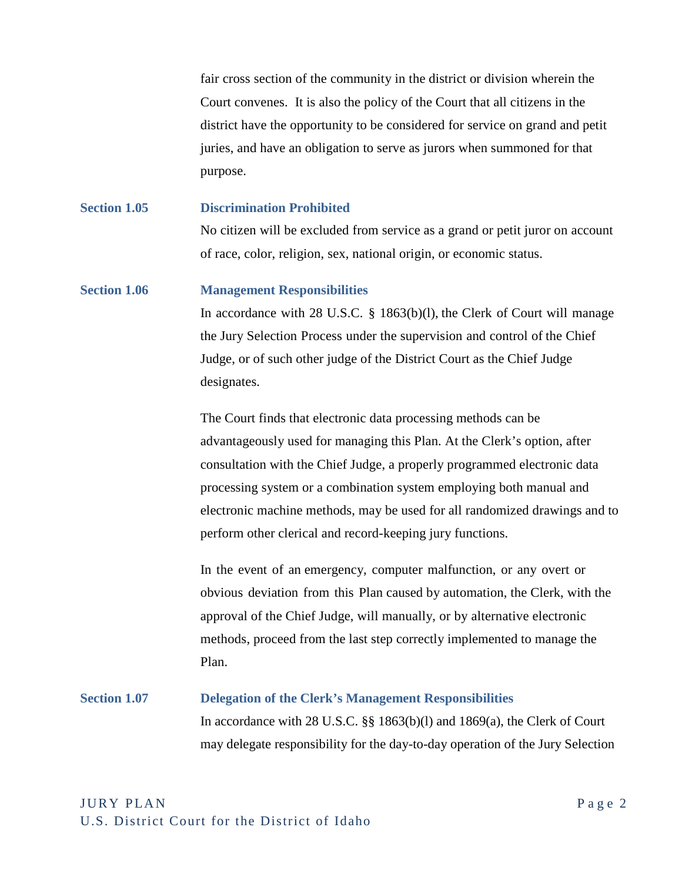fair cross section of the community in the district or division wherein the Court convenes. It is also the policy of the Court that all citizens in the district have the opportunity to be considered for service on grand and petit juries, and have an obligation to serve as jurors when summoned for that purpose.

### Section 1.05 Discrimination Prohibited

No citizen will be excluded from service as a grand or petit juror on account of race, color, religion, sex, national origin, or economic status.

### Section 1.06 Management Responsibilities

In accordance with 28 U.S.C. § 1863(b)(l), the Clerk of Court will manage the Jury Selection Process under the supervision and control of the Chief Judge, or of such other judge of the District Court as the Chief Judge designates.

The Court finds that electronic data processing methods can be advantageously used for managing this Plan. At the Clerk's option, after consultation with the Chief Judge, a properly programmed electronic data processing system or a combination system employing both manual and electronic machine methods, may be used for all randomized drawings and to perform other clerical and record-keeping jury functions.

In the event of an emergency, computer malfunction, or any overt or obvious deviation from this Plan caused by automation, the Clerk, with the approval of the Chief Judge, will manually, or by alternative electronic methods, proceed from the last step correctly implemented to manage the Plan.

### Section 1.07 Delegation of the Clerk's Management Responsibilities

In accordance with 28 U.S.C. §§ 1863(b)(l) and 1869(a), the Clerk of Court may delegate responsibility for the day-to-day operation of the Jury Selection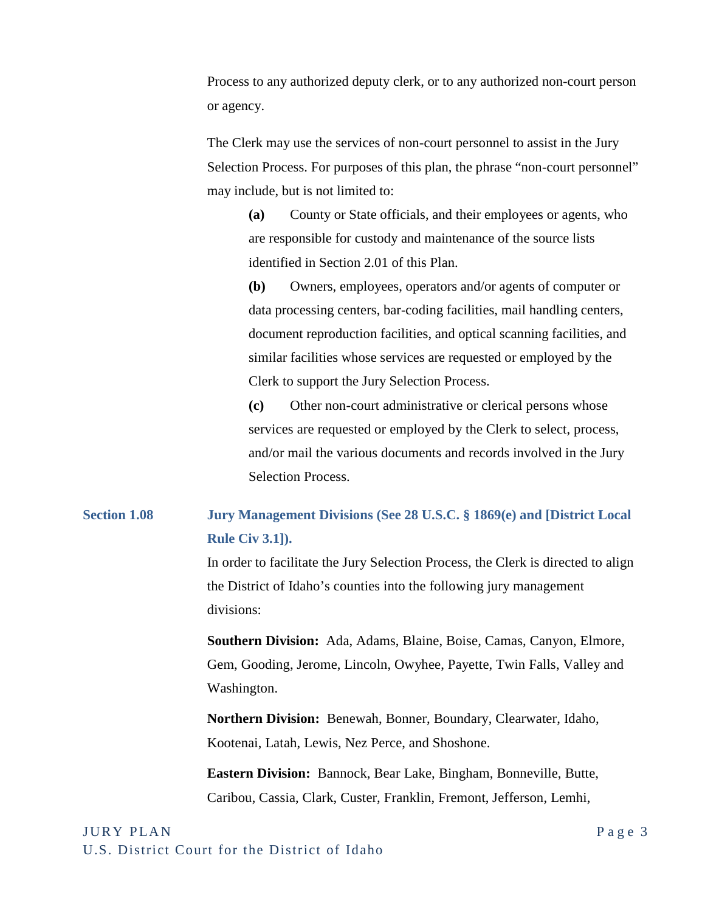Process to any authorized deputy clerk, or to any authorized non-court person or agency.

The Clerk may use the services of non-court personnel to assist in the Jury Selection Process. For purposes of this plan, the phrase "non-court personnel" may include, but is not limited to:

> **(a)** County or State officials, and their employees or agents, who are responsible for custody and maintenance of the source lists identified in Section 2.01 of this Plan.
>
> **(b)** Owners, employees, operators and/or agents of computer or data processing centers, bar-coding facilities, mail handling centers, document reproduction facilities, and optical scanning facilities, and similar facilities whose services are requested or employed by the Clerk to support the Jury Selection Process.
>
> **(c)** Other non-court administrative or clerical persons whose services are requested or employed by the Clerk to select, process, and/or mail the various documents and records involved in the Jury Selection Process.

### Section 1.08 Jury Management Divisions (See 28 U.S.C. § 1869(e) and [District Local Rule Civ 3.1]).

In order to facilitate the Jury Selection Process, the Clerk is directed to align the District of Idaho's counties into the following jury management divisions:

**Southern Division:** Ada, Adams, Blaine, Boise, Camas, Canyon, Elmore, Gem, Gooding, Jerome, Lincoln, Owyhee, Payette, Twin Falls, Valley and Washington.

**Northern Division:** Benewah, Bonner, Boundary, Clearwater, Idaho, Kootenai, Latah, Lewis, Nez Perce, and Shoshone.

**Eastern Division:** Bannock, Bear Lake, Bingham, Bonneville, Butte, Caribou, Cassia, Clark, Custer, Franklin, Fremont, Jefferson, Lemhi,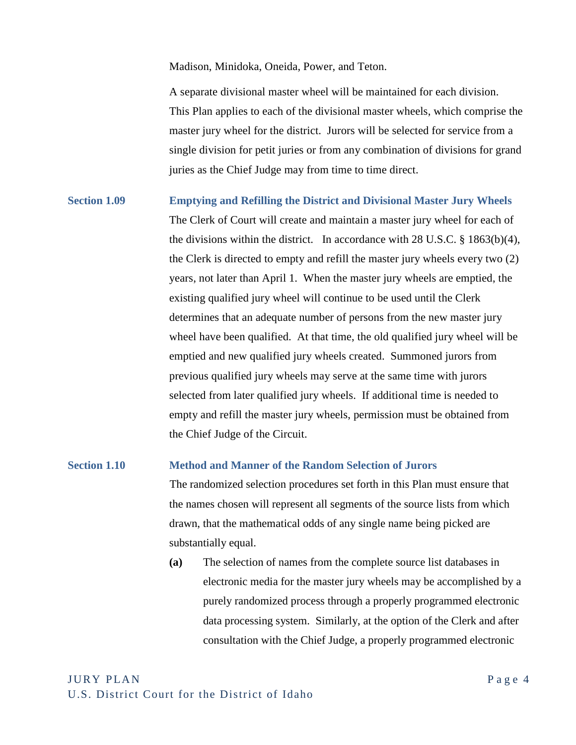Madison, Minidoka, Oneida, Power, and Teton.

A separate divisional master wheel will be maintained for each division. This Plan applies to each of the divisional master wheels, which comprise the master jury wheel for the district. Jurors will be selected for service from a single division for petit juries or from any combination of divisions for grand juries as the Chief Judge may from time to time direct.

### Section 1.09 Emptying and Refilling the District and Divisional Master Jury Wheels

The Clerk of Court will create and maintain a master jury wheel for each of the divisions within the district. In accordance with 28 U.S.C. § 1863(b)(4), the Clerk is directed to empty and refill the master jury wheels every two (2) years, not later than April 1. When the master jury wheels are emptied, the existing qualified jury wheel will continue to be used until the Clerk determines that an adequate number of persons from the new master jury wheel have been qualified. At that time, the old qualified jury wheel will be emptied and new qualified jury wheels created. Summoned jurors from previous qualified jury wheels may serve at the same time with jurors selected from later qualified jury wheels. If additional time is needed to empty and refill the master jury wheels, permission must be obtained from the Chief Judge of the Circuit.

### Section 1.10 Method and Manner of the Random Selection of Jurors

The randomized selection procedures set forth in this Plan must ensure that the names chosen will represent all segments of the source lists from which drawn, that the mathematical odds of any single name being picked are substantially equal.

**(a)** The selection of names from the complete source list databases in electronic media for the master jury wheels may be accomplished by a purely randomized process through a properly programmed electronic data processing system. Similarly, at the option of the Clerk and after consultation with the Chief Judge, a properly programmed electronic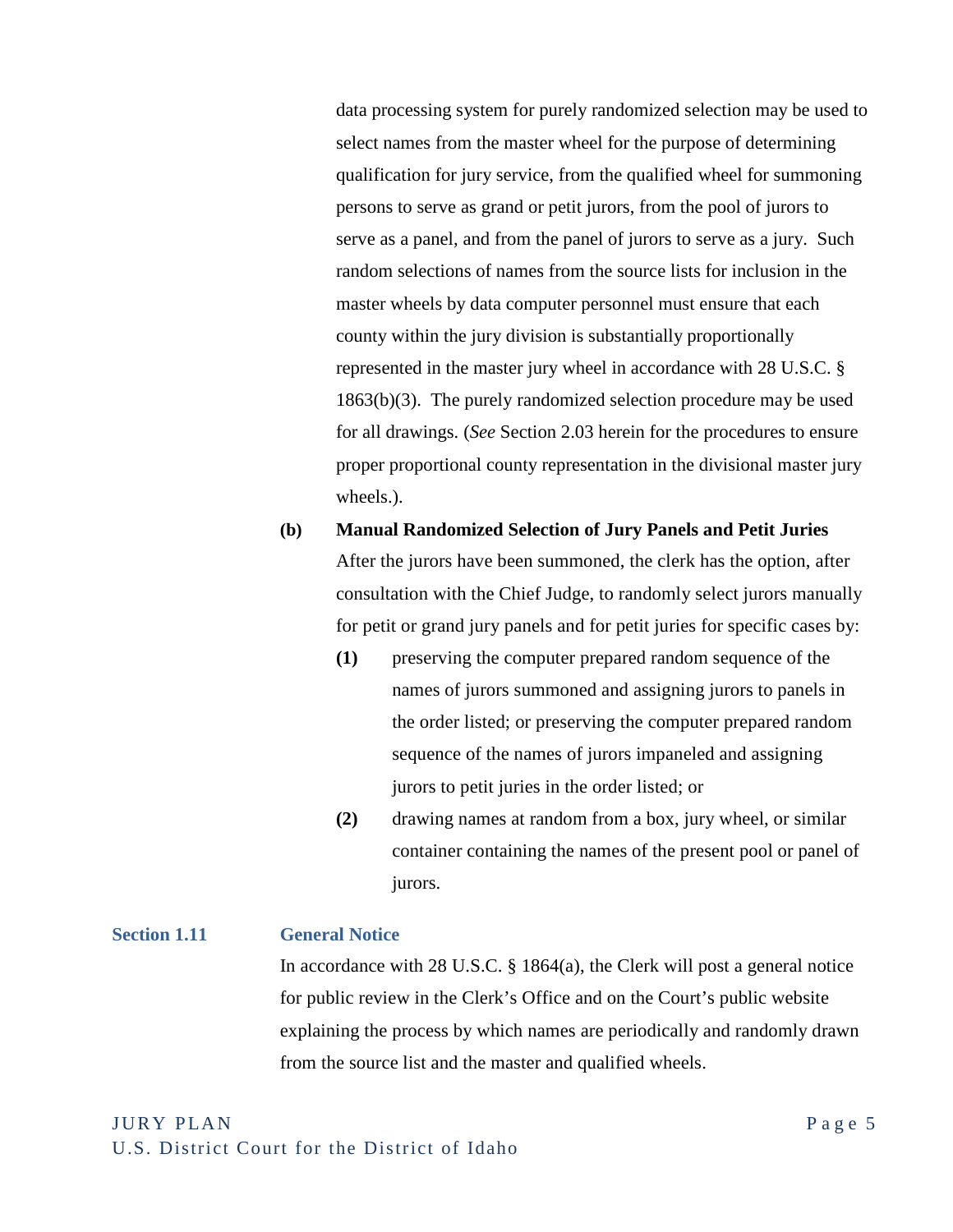data processing system for purely randomized selection may be used to select names from the master wheel for the purpose of determining qualification for jury service, from the qualified wheel for summoning persons to serve as grand or petit jurors, from the pool of jurors to serve as a panel, and from the panel of jurors to serve as a jury. Such random selections of names from the source lists for inclusion in the master wheels by data computer personnel must ensure that each county within the jury division is substantially proportionally represented in the master jury wheel in accordance with 28 U.S.C. § 1863(b)(3). The purely randomized selection procedure may be used for all drawings. (*See* Section 2.03 herein for the procedures to ensure proper proportional county representation in the divisional master jury wheels.).

**(b) Manual Randomized Selection of Jury Panels and Petit Juries**

After the jurors have been summoned, the clerk has the option, after consultation with the Chief Judge, to randomly select jurors manually for petit or grand jury panels and for petit juries for specific cases by:

**(1)** preserving the computer prepared random sequence of the names of jurors summoned and assigning jurors to panels in the order listed; or preserving the computer prepared random sequence of the names of jurors impaneled and assigning jurors to petit juries in the order listed; or

**(2)** drawing names at random from a box, jury wheel, or similar container containing the names of the present pool or panel of jurors.

## Section 1.11 General Notice

In accordance with 28 U.S.C. § 1864(a), the Clerk will post a general notice for public review in the Clerk's Office and on the Court's public website explaining the process by which names are periodically and randomly drawn from the source list and the master and qualified wheels.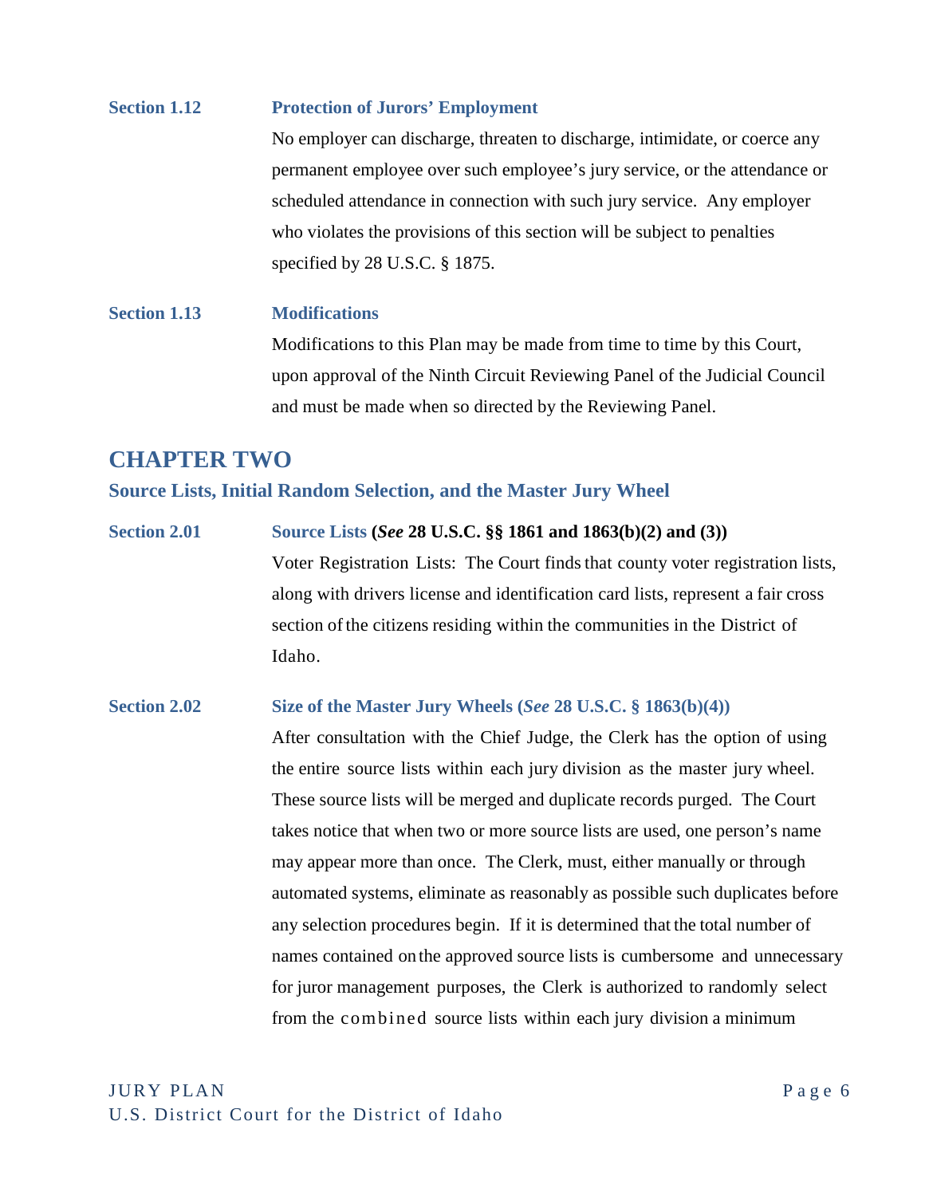**Section 1.12 Protection of Jurors' Employment**

No employer can discharge, threaten to discharge, intimidate, or coerce any permanent employee over such employee's jury service, or the attendance or scheduled attendance in connection with such jury service. Any employer who violates the provisions of this section will be subject to penalties specified by 28 U.S.C. § 1875.

**Section 1.13 Modifications**

Modifications to this Plan may be made from time to time by this Court, upon approval of the Ninth Circuit Reviewing Panel of the Judicial Council and must be made when so directed by the Reviewing Panel.

# CHAPTER TWO

## Source Lists, Initial Random Selection, and the Master Jury Wheel

**Section 2.01 Source Lists (*See* 28 U.S.C. §§ 1861 and 1863(b)(2) and (3))**

Voter Registration Lists: The Court finds that county voter registration lists, along with drivers license and identification card lists, represent a fair cross section of the citizens residing within the communities in the District of Idaho.

**Section 2.02 Size of the Master Jury Wheels (*See* 28 U.S.C. § 1863(b)(4))**

After consultation with the Chief Judge, the Clerk has the option of using the entire source lists within each jury division as the master jury wheel. These source lists will be merged and duplicate records purged. The Court takes notice that when two or more source lists are used, one person's name may appear more than once. The Clerk, must, either manually or through automated systems, eliminate as reasonably as possible such duplicates before any selection procedures begin. If it is determined that the total number of names contained on the approved source lists is cumbersome and unnecessary for juror management purposes, the Clerk is authorized to randomly select from the combined source lists within each jury division a minimum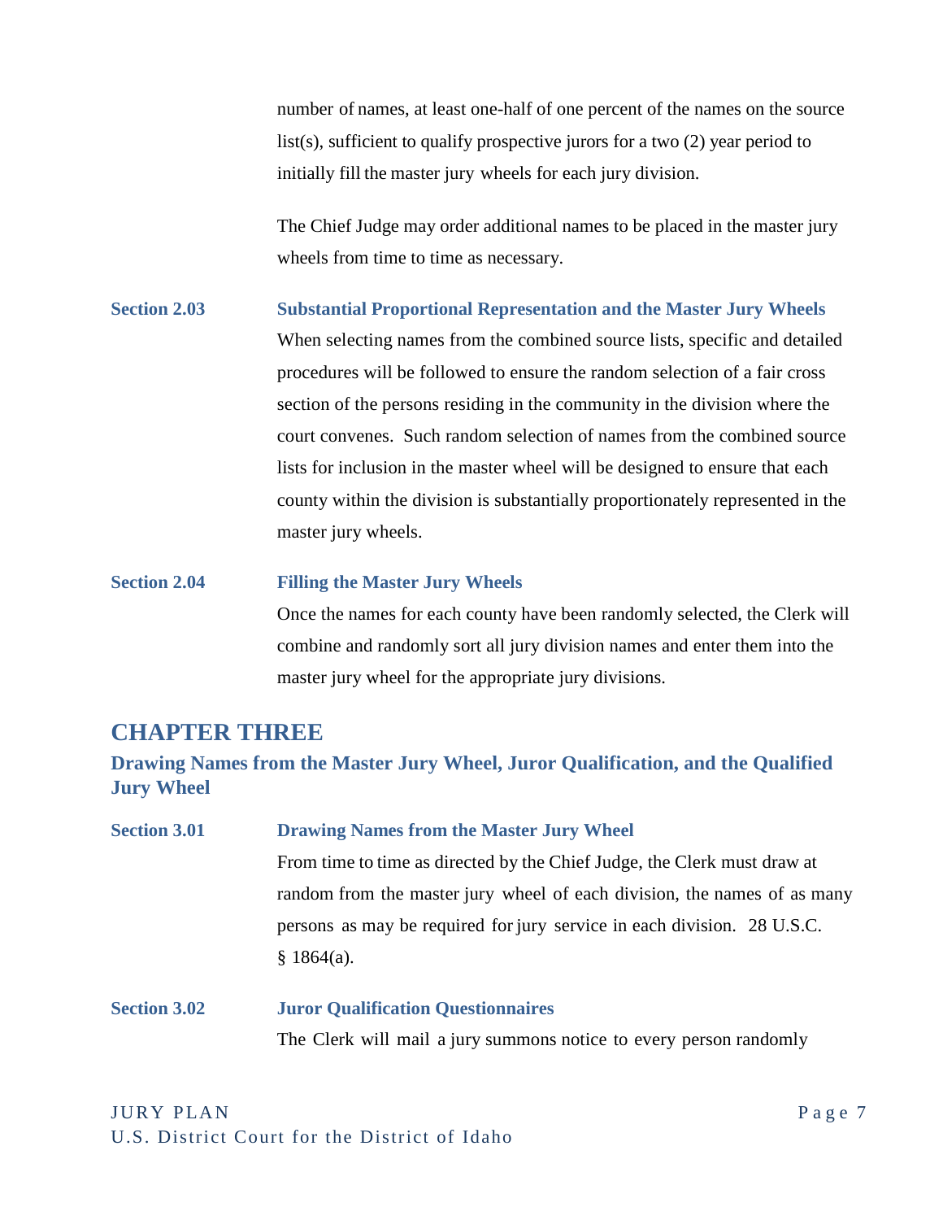number of names, at least one-half of one percent of the names on the source list(s), sufficient to qualify prospective jurors for a two (2) year period to initially fill the master jury wheels for each jury division.

The Chief Judge may order additional names to be placed in the master jury wheels from time to time as necessary.

**Section 2.03** **Substantial Proportional Representation and the Master Jury Wheels**

When selecting names from the combined source lists, specific and detailed procedures will be followed to ensure the random selection of a fair cross section of the persons residing in the community in the division where the court convenes. Such random selection of names from the combined source lists for inclusion in the master wheel will be designed to ensure that each county within the division is substantially proportionately represented in the master jury wheels.

**Section 2.04** **Filling the Master Jury Wheels**

Once the names for each county have been randomly selected, the Clerk will combine and randomly sort all jury division names and enter them into the master jury wheel for the appropriate jury divisions.

## CHAPTER THREE

### Drawing Names from the Master Jury Wheel, Juror Qualification, and the Qualified Jury Wheel

**Section 3.01** **Drawing Names from the Master Jury Wheel**

From time to time as directed by the Chief Judge, the Clerk must draw at random from the master jury wheel of each division, the names of as many persons as may be required for jury service in each division. 28 U.S.C. § 1864(a).

**Section 3.02** **Juror Qualification Questionnaires**

The Clerk will mail a jury summons notice to every person randomly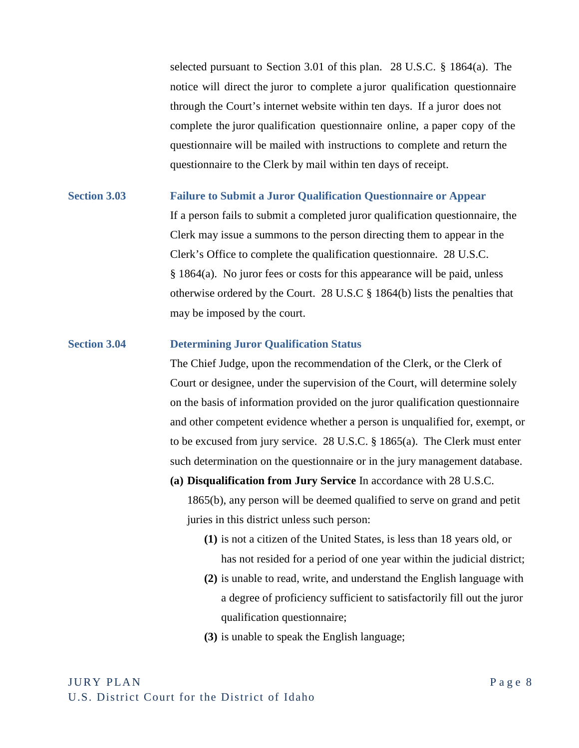selected pursuant to Section 3.01 of this plan. 28 U.S.C. § 1864(a). The notice will direct the juror to complete a juror qualification questionnaire through the Court's internet website within ten days. If a juror does not complete the juror qualification questionnaire online, a paper copy of the questionnaire will be mailed with instructions to complete and return the questionnaire to the Clerk by mail within ten days of receipt.

### Section 3.03 Failure to Submit a Juror Qualification Questionnaire or Appear

If a person fails to submit a completed juror qualification questionnaire, the Clerk may issue a summons to the person directing them to appear in the Clerk's Office to complete the qualification questionnaire. 28 U.S.C. § 1864(a). No juror fees or costs for this appearance will be paid, unless otherwise ordered by the Court. 28 U.S.C § 1864(b) lists the penalties that may be imposed by the court.

### Section 3.04 Determining Juror Qualification Status

The Chief Judge, upon the recommendation of the Clerk, or the Clerk of Court or designee, under the supervision of the Court, will determine solely on the basis of information provided on the juror qualification questionnaire and other competent evidence whether a person is unqualified for, exempt, or to be excused from jury service. 28 U.S.C. § 1865(a). The Clerk must enter such determination on the questionnaire or in the jury management database.

**(a) Disqualification from Jury Service** In accordance with 28 U.S.C. 1865(b), any person will be deemed qualified to serve on grand and petit juries in this district unless such person:

- **(1)** is not a citizen of the United States, is less than 18 years old, or has not resided for a period of one year within the judicial district;
- **(2)** is unable to read, write, and understand the English language with a degree of proficiency sufficient to satisfactorily fill out the juror qualification questionnaire;
- **(3)** is unable to speak the English language;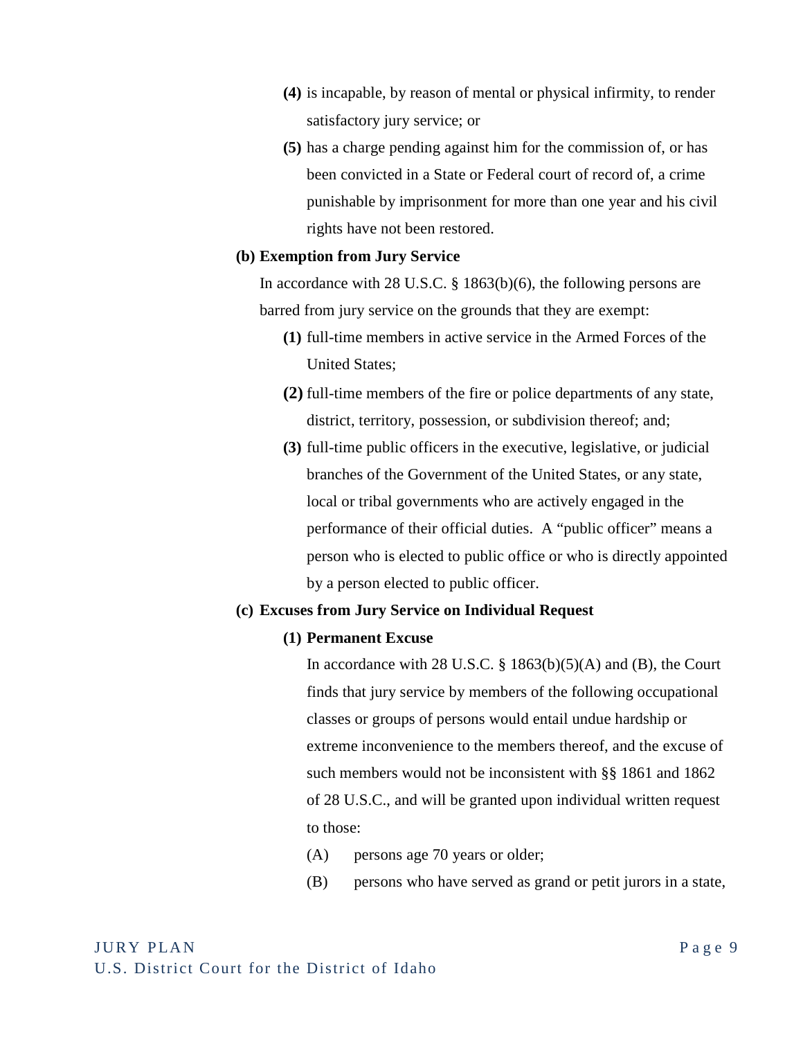**(4)** is incapable, by reason of mental or physical infirmity, to render satisfactory jury service; or

**(5)** has a charge pending against him for the commission of, or has been convicted in a State or Federal court of record of, a crime punishable by imprisonment for more than one year and his civil rights have not been restored.

**(b) Exemption from Jury Service**

In accordance with 28 U.S.C. § 1863(b)(6), the following persons are barred from jury service on the grounds that they are exempt:

**(1)** full-time members in active service in the Armed Forces of the United States;

**(2)** full-time members of the fire or police departments of any state, district, territory, possession, or subdivision thereof; and;

**(3)** full-time public officers in the executive, legislative, or judicial branches of the Government of the United States, or any state, local or tribal governments who are actively engaged in the performance of their official duties. A "public officer" means a person who is elected to public office or who is directly appointed by a person elected to public officer.

**(c) Excuses from Jury Service on Individual Request**

**(1) Permanent Excuse**

In accordance with 28 U.S.C. § 1863(b)(5)(A) and (B), the Court finds that jury service by members of the following occupational classes or groups of persons would entail undue hardship or extreme inconvenience to the members thereof, and the excuse of such members would not be inconsistent with §§ 1861 and 1862 of 28 U.S.C., and will be granted upon individual written request to those:

(A) persons age 70 years or older;

(B) persons who have served as grand or petit jurors in a state,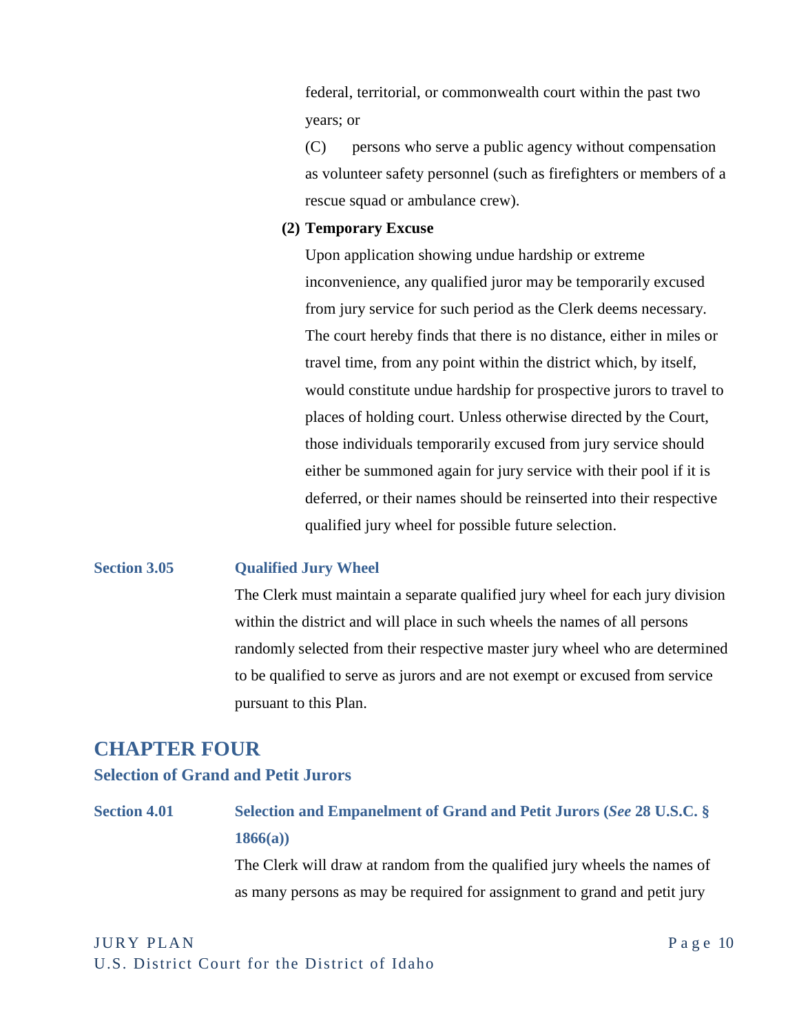federal, territorial, or commonwealth court within the past two years; or

(C) persons who serve a public agency without compensation as volunteer safety personnel (such as firefighters or members of a rescue squad or ambulance crew).

**(2) Temporary Excuse**

Upon application showing undue hardship or extreme inconvenience, any qualified juror may be temporarily excused from jury service for such period as the Clerk deems necessary. The court hereby finds that there is no distance, either in miles or travel time, from any point within the district which, by itself, would constitute undue hardship for prospective jurors to travel to places of holding court. Unless otherwise directed by the Court, those individuals temporarily excused from jury service should either be summoned again for jury service with their pool if it is deferred, or their names should be reinserted into their respective qualified jury wheel for possible future selection.

### Section 3.05 Qualified Jury Wheel

The Clerk must maintain a separate qualified jury wheel for each jury division within the district and will place in such wheels the names of all persons randomly selected from their respective master jury wheel who are determined to be qualified to serve as jurors and are not exempt or excused from service pursuant to this Plan.

## CHAPTER FOUR

### Selection of Grand and Petit Jurors

### Section 4.01 Selection and Empanelment of Grand and Petit Jurors (*See* 28 U.S.C. § 1866(a))

The Clerk will draw at random from the qualified jury wheels the names of as many persons as may be required for assignment to grand and petit jury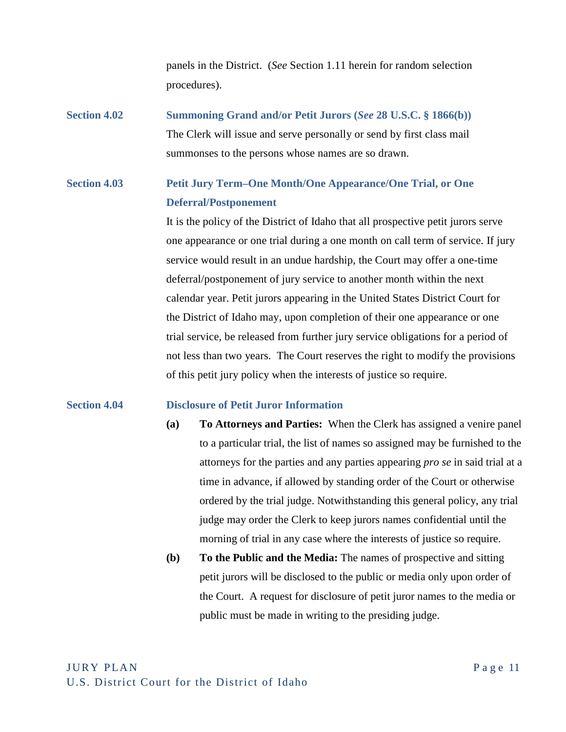panels in the District. (*See* Section 1.11 herein for random selection procedures).

### Section 4.02 Summoning Grand and/or Petit Jurors (*See* 28 U.S.C. § 1866(b))

The Clerk will issue and serve personally or send by first class mail summonses to the persons whose names are so drawn.

### Section 4.03 Petit Jury Term–One Month/One Appearance/One Trial, or One Deferral/Postponement

It is the policy of the District of Idaho that all prospective petit jurors serve one appearance or one trial during a one month on call term of service. If jury service would result in an undue hardship, the Court may offer a one-time deferral/postponement of jury service to another month within the next calendar year. Petit jurors appearing in the United States District Court for the District of Idaho may, upon completion of their one appearance or one trial service, be released from further jury service obligations for a period of not less than two years. The Court reserves the right to modify the provisions of this petit jury policy when the interests of justice so require.

### Section 4.04 Disclosure of Petit Juror Information

**(a)** **To Attorneys and Parties:** When the Clerk has assigned a venire panel to a particular trial, the list of names so assigned may be furnished to the attorneys for the parties and any parties appearing *pro se* in said trial at a time in advance, if allowed by standing order of the Court or otherwise ordered by the trial judge. Notwithstanding this general policy, any trial judge may order the Clerk to keep jurors names confidential until the morning of trial in any case where the interests of justice so require.

**(b)** **To the Public and the Media:** The names of prospective and sitting petit jurors will be disclosed to the public or media only upon order of the Court. A request for disclosure of petit juror names to the media or public must be made in writing to the presiding judge.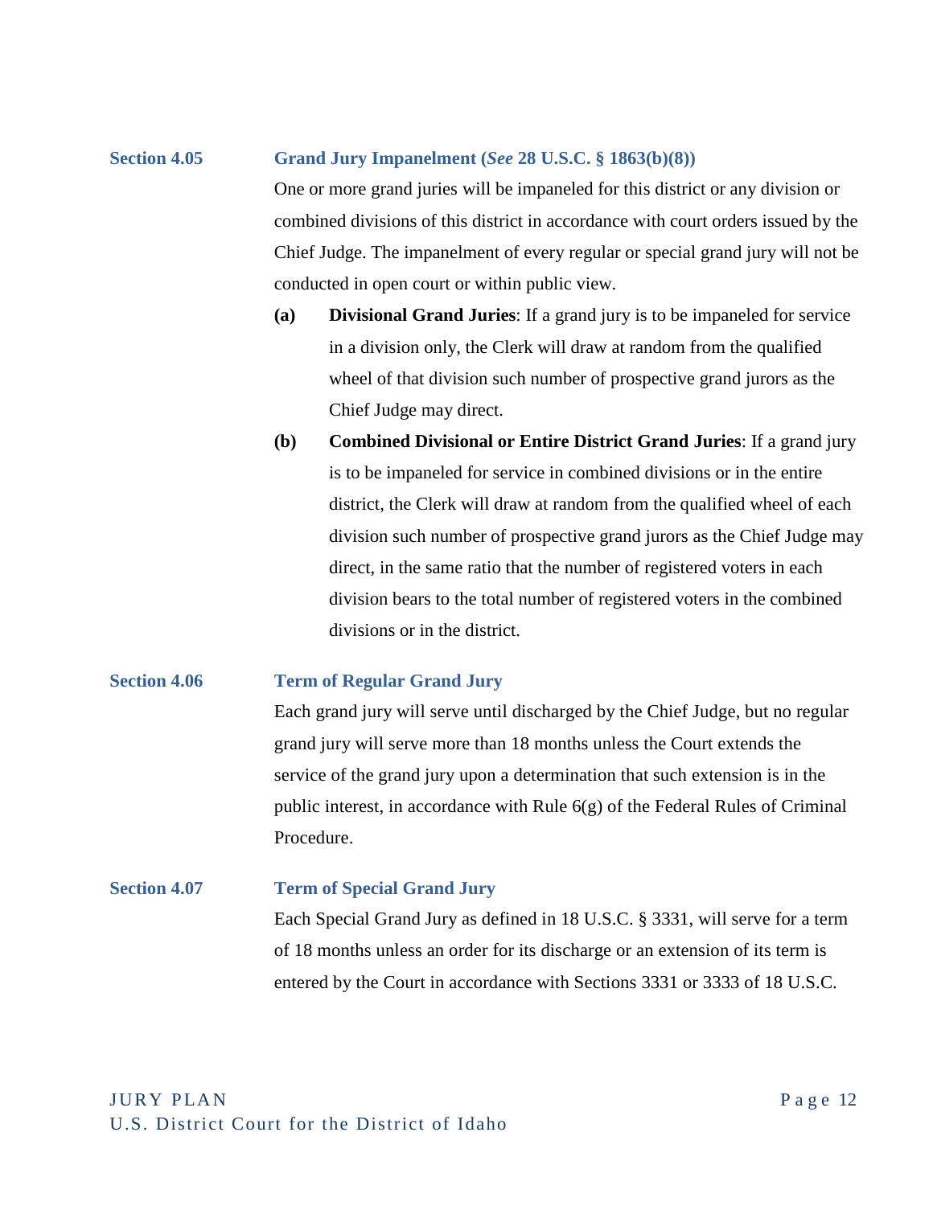### Section 4.05 Grand Jury Impanelment (*See* 28 U.S.C. § 1863(b)(8))

One or more grand juries will be impaneled for this district or any division or combined divisions of this district in accordance with court orders issued by the Chief Judge. The impanelment of every regular or special grand jury will not be conducted in open court or within public view.

- **(a)** **Divisional Grand Juries**: If a grand jury is to be impaneled for service in a division only, the Clerk will draw at random from the qualified wheel of that division such number of prospective grand jurors as the Chief Judge may direct.
- **(b)** **Combined Divisional or Entire District Grand Juries**: If a grand jury is to be impaneled for service in combined divisions or in the entire district, the Clerk will draw at random from the qualified wheel of each division such number of prospective grand jurors as the Chief Judge may direct, in the same ratio that the number of registered voters in each division bears to the total number of registered voters in the combined divisions or in the district.

### Section 4.06 Term of Regular Grand Jury

Each grand jury will serve until discharged by the Chief Judge, but no regular grand jury will serve more than 18 months unless the Court extends the service of the grand jury upon a determination that such extension is in the public interest, in accordance with Rule 6(g) of the Federal Rules of Criminal Procedure.

### Section 4.07 Term of Special Grand Jury

Each Special Grand Jury as defined in 18 U.S.C. § 3331, will serve for a term of 18 months unless an order for its discharge or an extension of its term is entered by the Court in accordance with Sections 3331 or 3333 of 18 U.S.C.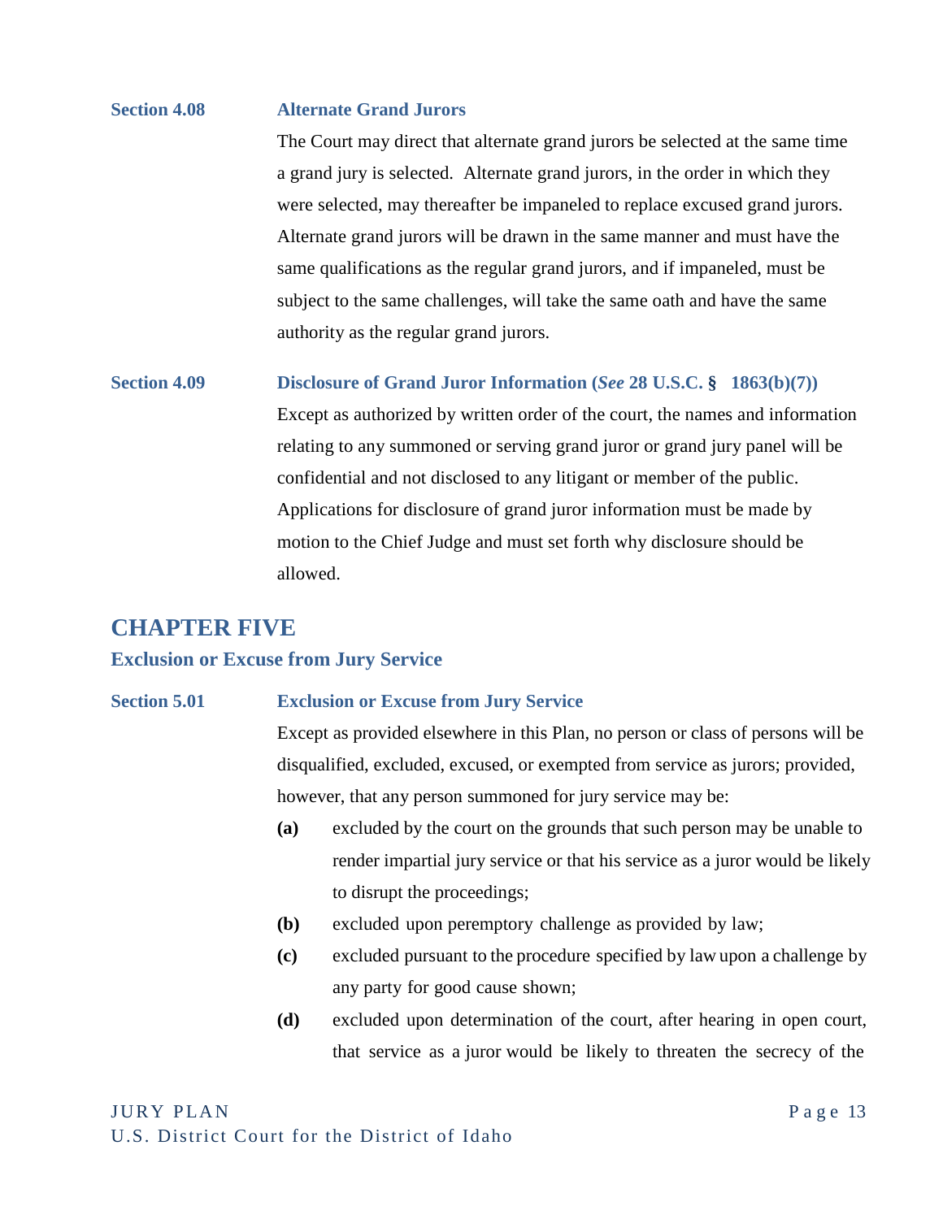**Section 4.08 Alternate Grand Jurors**

The Court may direct that alternate grand jurors be selected at the same time a grand jury is selected. Alternate grand jurors, in the order in which they were selected, may thereafter be impaneled to replace excused grand jurors. Alternate grand jurors will be drawn in the same manner and must have the same qualifications as the regular grand jurors, and if impaneled, must be subject to the same challenges, will take the same oath and have the same authority as the regular grand jurors.

**Section 4.09 Disclosure of Grand Juror Information (*See* 28 U.S.C. § 1863(b)(7))**

Except as authorized by written order of the court, the names and information relating to any summoned or serving grand juror or grand jury panel will be confidential and not disclosed to any litigant or member of the public. Applications for disclosure of grand juror information must be made by motion to the Chief Judge and must set forth why disclosure should be allowed.

# CHAPTER FIVE

## Exclusion or Excuse from Jury Service

**Section 5.01 Exclusion or Excuse from Jury Service**

Except as provided elsewhere in this Plan, no person or class of persons will be disqualified, excluded, excused, or exempted from service as jurors; provided, however, that any person summoned for jury service may be:

**(a)** excluded by the court on the grounds that such person may be unable to render impartial jury service or that his service as a juror would be likely to disrupt the proceedings;

**(b)** excluded upon peremptory challenge as provided by law;

**(c)** excluded pursuant to the procedure specified by law upon a challenge by any party for good cause shown;

**(d)** excluded upon determination of the court, after hearing in open court, that service as a juror would be likely to threaten the secrecy of the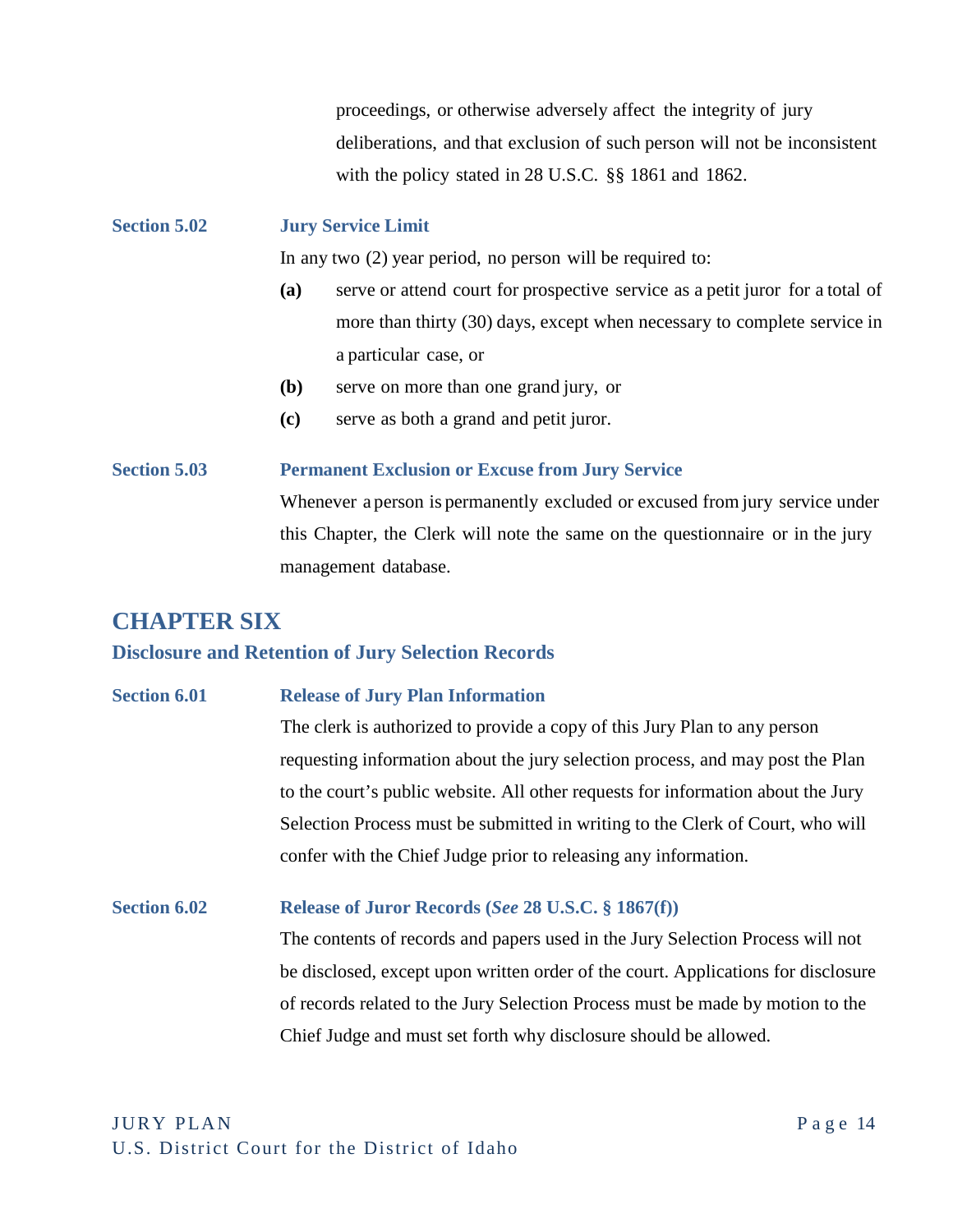proceedings, or otherwise adversely affect the integrity of jury deliberations, and that exclusion of such person will not be inconsistent with the policy stated in 28 U.S.C. §§ 1861 and 1862.

**Section 5.02 Jury Service Limit**

In any two (2) year period, no person will be required to:

**(a)** serve or attend court for prospective service as a petit juror for a total of more than thirty (30) days, except when necessary to complete service in a particular case, or

**(b)** serve on more than one grand jury, or

**(c)** serve as both a grand and petit juror.

**Section 5.03 Permanent Exclusion or Excuse from Jury Service**

Whenever a person is permanently excluded or excused from jury service under this Chapter, the Clerk will note the same on the questionnaire or in the jury management database.

## CHAPTER SIX

### Disclosure and Retention of Jury Selection Records

**Section 6.01 Release of Jury Plan Information**

The clerk is authorized to provide a copy of this Jury Plan to any person requesting information about the jury selection process, and may post the Plan to the court's public website. All other requests for information about the Jury Selection Process must be submitted in writing to the Clerk of Court, who will confer with the Chief Judge prior to releasing any information.

**Section 6.02 Release of Juror Records (*See* 28 U.S.C. § 1867(f))**

The contents of records and papers used in the Jury Selection Process will not be disclosed, except upon written order of the court. Applications for disclosure of records related to the Jury Selection Process must be made by motion to the Chief Judge and must set forth why disclosure should be allowed.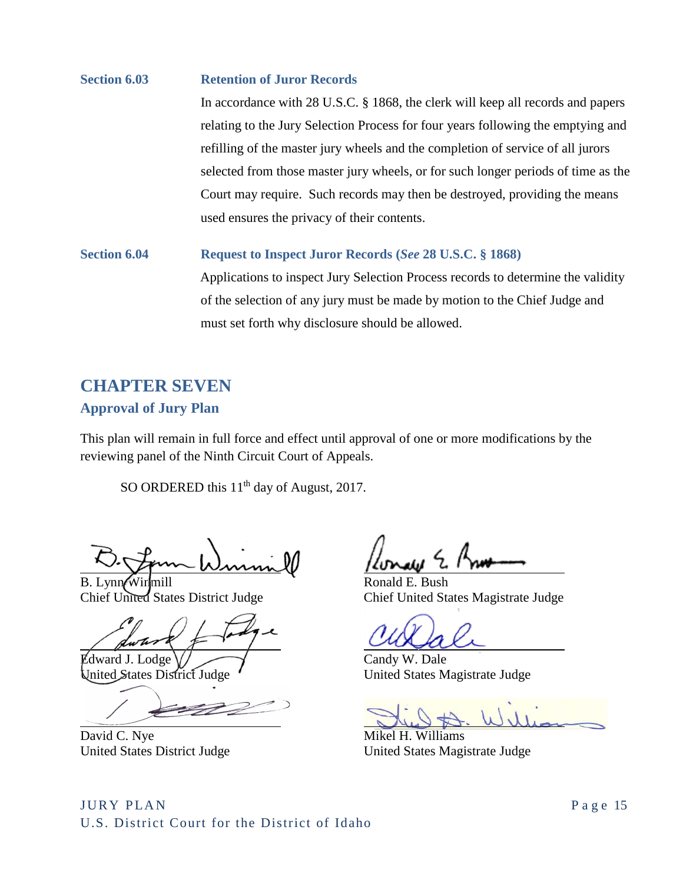**Section 6.03** **Retention of Juror Records**

In accordance with 28 U.S.C. § 1868, the clerk will keep all records and papers relating to the Jury Selection Process for four years following the emptying and refilling of the master jury wheels and the completion of service of all jurors selected from those master jury wheels, or for such longer periods of time as the Court may require. Such records may then be destroyed, providing the means used ensures the privacy of their contents.

**Section 6.04** **Request to Inspect Juror Records (*See* 28 U.S.C. § 1868)**

Applications to inspect Jury Selection Process records to determine the validity of the selection of any jury must be made by motion to the Chief Judge and must set forth why disclosure should be allowed.

# CHAPTER SEVEN

## Approval of Jury Plan

This plan will remain in full force and effect until approval of one or more modifications by the reviewing panel of the Ninth Circuit Court of Appeals.

SO ORDERED this 11th day of August, 2017.

B. Lynn Winmill
Chief United States District Judge

Edward J. Lodge
United States District Judge

David C. Nye
United States District Judge

Ronald E. Bush
Chief United States Magistrate Judge

Candy W. Dale
United States Magistrate Judge

Mikel H. Williams
United States Magistrate Judge